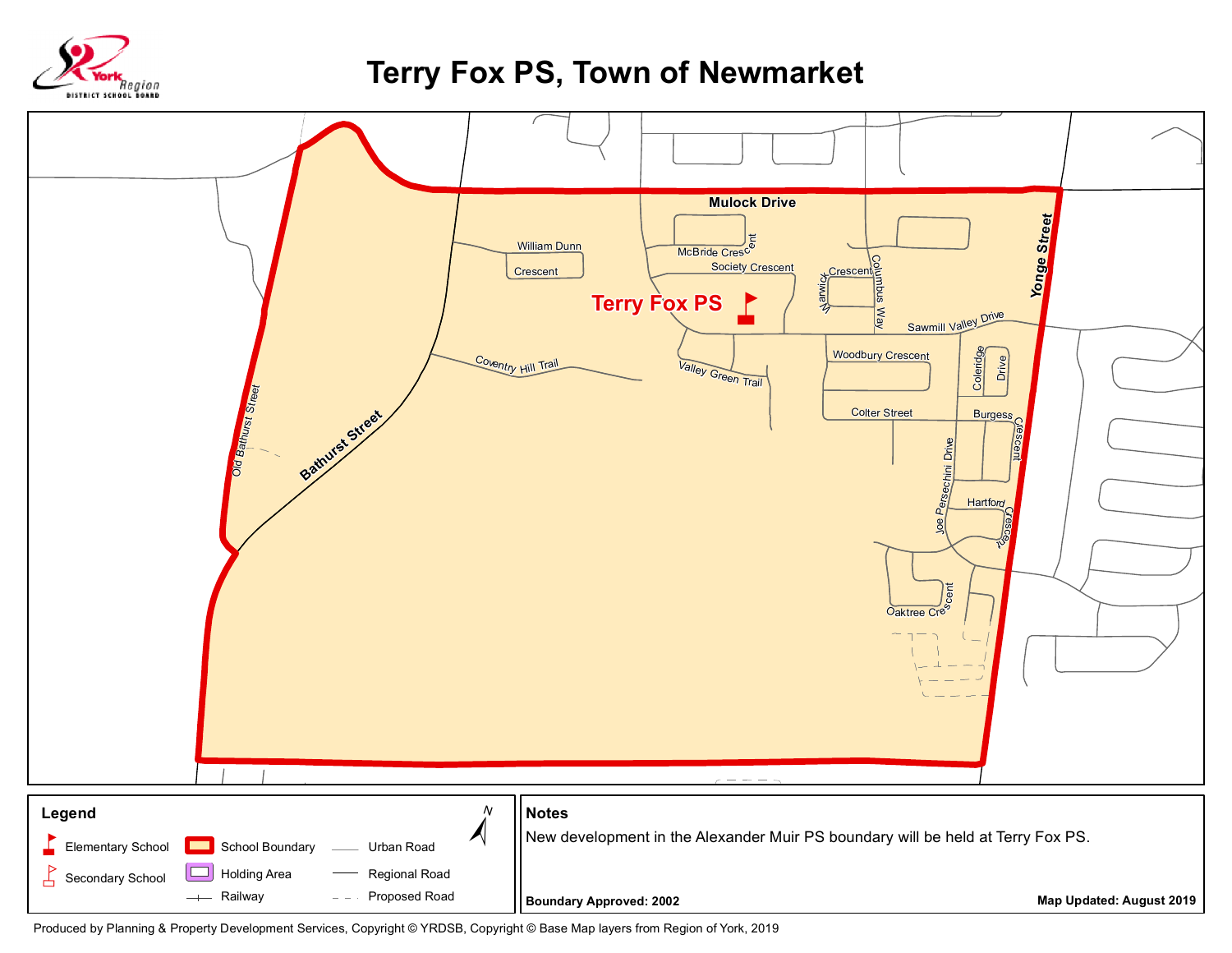# Terry Fox PS, Town of Newmarket

York Region District School Board

Mulock Drive

Yonge Street

Bathurst Street

Old Bathurst Street

William Dunn Crescent

McBride Crescent

Society Crescent

Warwick Crescent

Columbus Way

Terry Fox PS

Sawmill Valley Drive

Coventry Hill Trail

Valley Green Trail

Woodbury Crescent

Coleridge Drive

Colter Street

Burgess Crescent

Joe Persechini Drive

Hartford Crescent

Oaktree Crescent

**Legend**

- Elementary School
- Secondary School
- School Boundary
- Holding Area
- Railway
- Urban Road
- Regional Road
- Proposed Road

N

**Notes**

New development in the Alexander Muir PS boundary will be held at Terry Fox PS.

**Boundary Approved: 2002**

**Map Updated: August 2019**

Produced by Planning & Property Development Services, Copyright © YRDSB, Copyright © Base Map layers from Region of York, 2019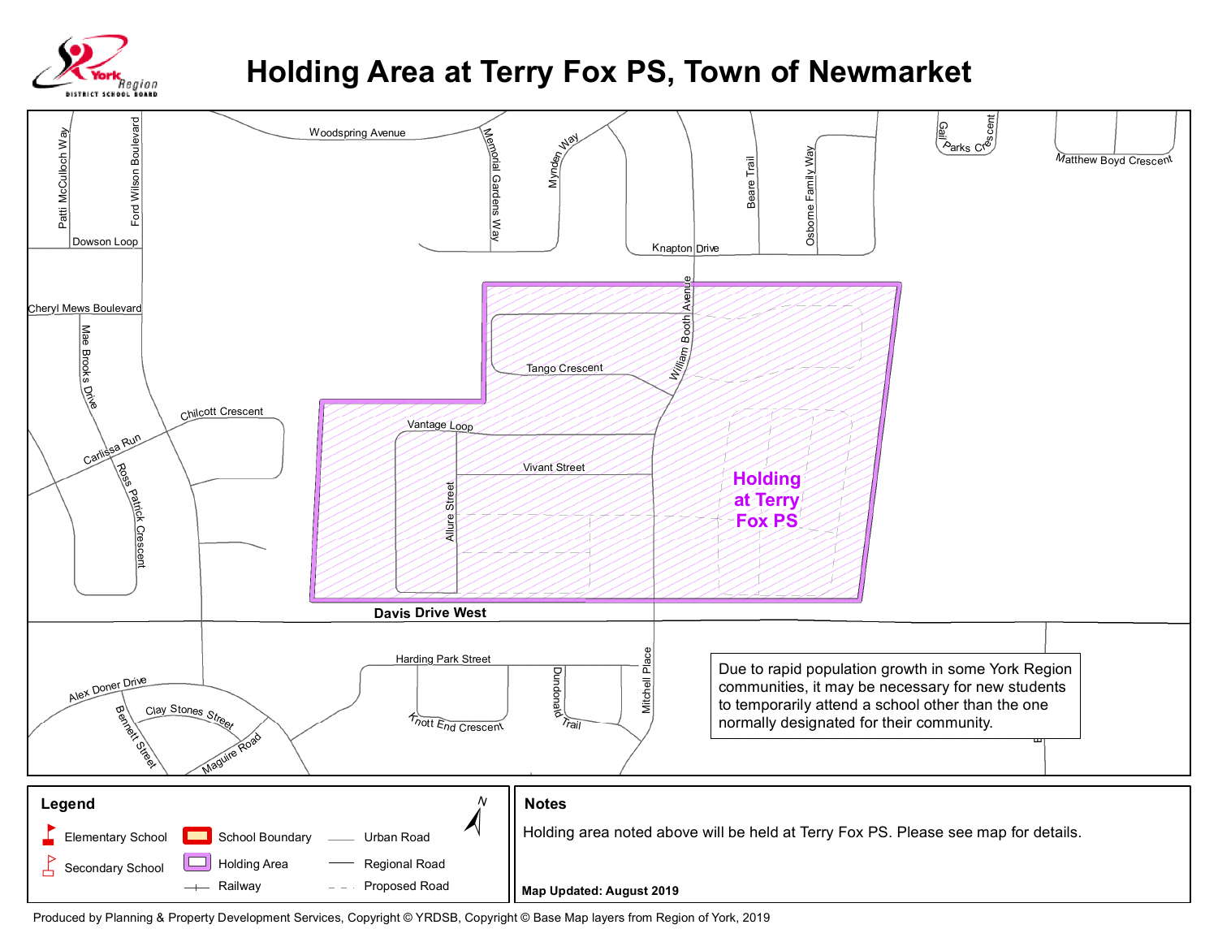# Holding Area at Terry Fox PS, Town of Newmarket

Patti McCulloch Way

Ford Wilson Boulevard

Dowson Loop

Woodspring Avenue

Memorial Gardens Way

Mynden Way

Knapton Drive

Beare Trail

Osborne Family Way

Gail Parks Crescent

Matthew Boyd Crescent

Cheryl Mews Boulevard

Mae Brooks Drive

William Booth Avenue

Tango Crescent

Chilcott Crescent

Carlissa Run

Ross Patrick Crescent

Vantage Loop

Vivant Street

Allure Street

Holding at Terry Fox PS

Davis Drive West

Harding Park Street

Mitchell Place

Dundonald Trail

Knott End Crescent

Alex Doner Drive

Clay Stones Street

Bennett Street

Maguire Road

Due to rapid population growth in some York Region communities, it may be necessary for new students to temporarily attend a school other than the one normally designated for their community.

## Legend

- Elementary School
- Secondary School
- School Boundary
- Holding Area
- Railway
- Urban Road
- Regional Road
- Proposed Road

N

## Notes

Holding area noted above will be held at Terry Fox PS. Please see map for details.

**Map Updated: August 2019**

Produced by Planning & Property Development Services, Copyright © YRDSB, Copyright © Base Map layers from Region of York, 2019